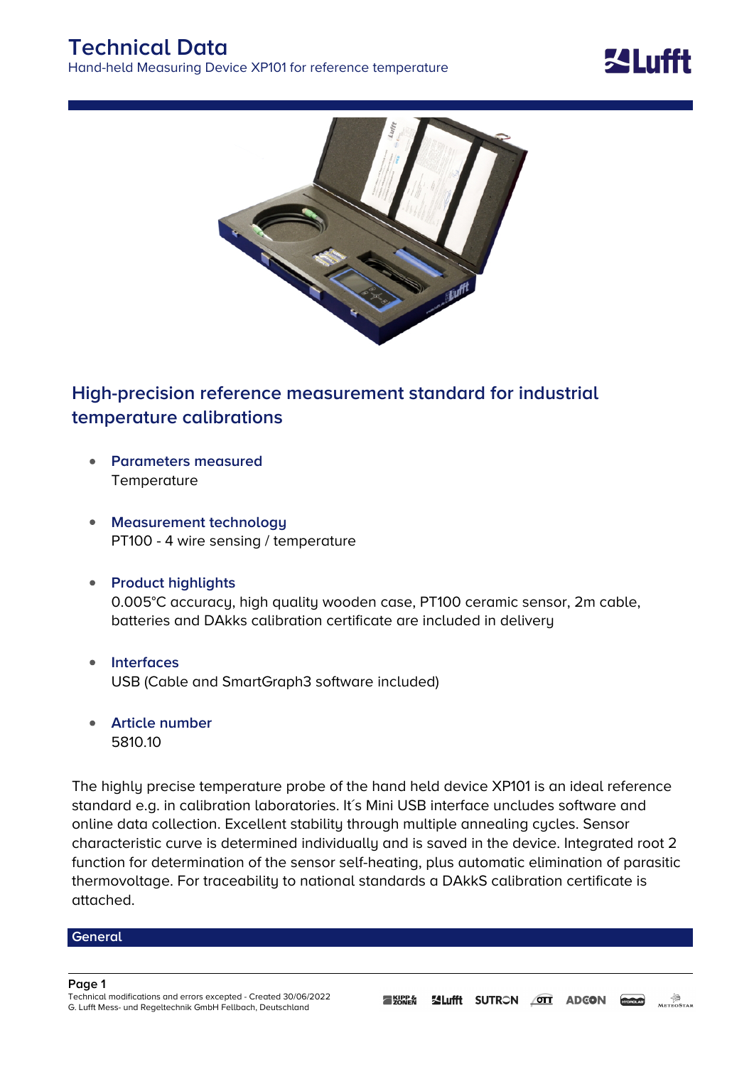# Technical Data

Hand-held Measuring Device XP101 for reference temperature

## High-precision reference measurement standard for industrial temperature calibrations

- **Parameters measured**
  Temperature
- **Measurement technology**
  PT100 - 4 wire sensing / temperature
- **Product highlights**
  0.005°C accuracy, high quality wooden case, PT100 ceramic sensor, 2m cable, batteries and DAkks calibration certificate are included in delivery
- **Interfaces**
  USB (Cable and SmartGraph3 software included)
- **Article number**
  5810.10

The highly precise temperature probe of the hand held device XP101 is an ideal reference standard e.g. in calibration laboratories. It´s Mini USB interface uncludes software and online data collection. Excellent stability through multiple annealing cycles. Sensor characteristic curve is determined individually and is saved in the device. Integrated root 2 function for determination of the sensor self-heating, plus automatic elimination of parasitic thermovoltage. For traceability to national standards a DAkkS calibration certificate is attached.

## General

Technical modifications and errors excepted - Created 30/06/2022
G. Lufft Mess- und Regeltechnik GmbH Fellbach, Deutschland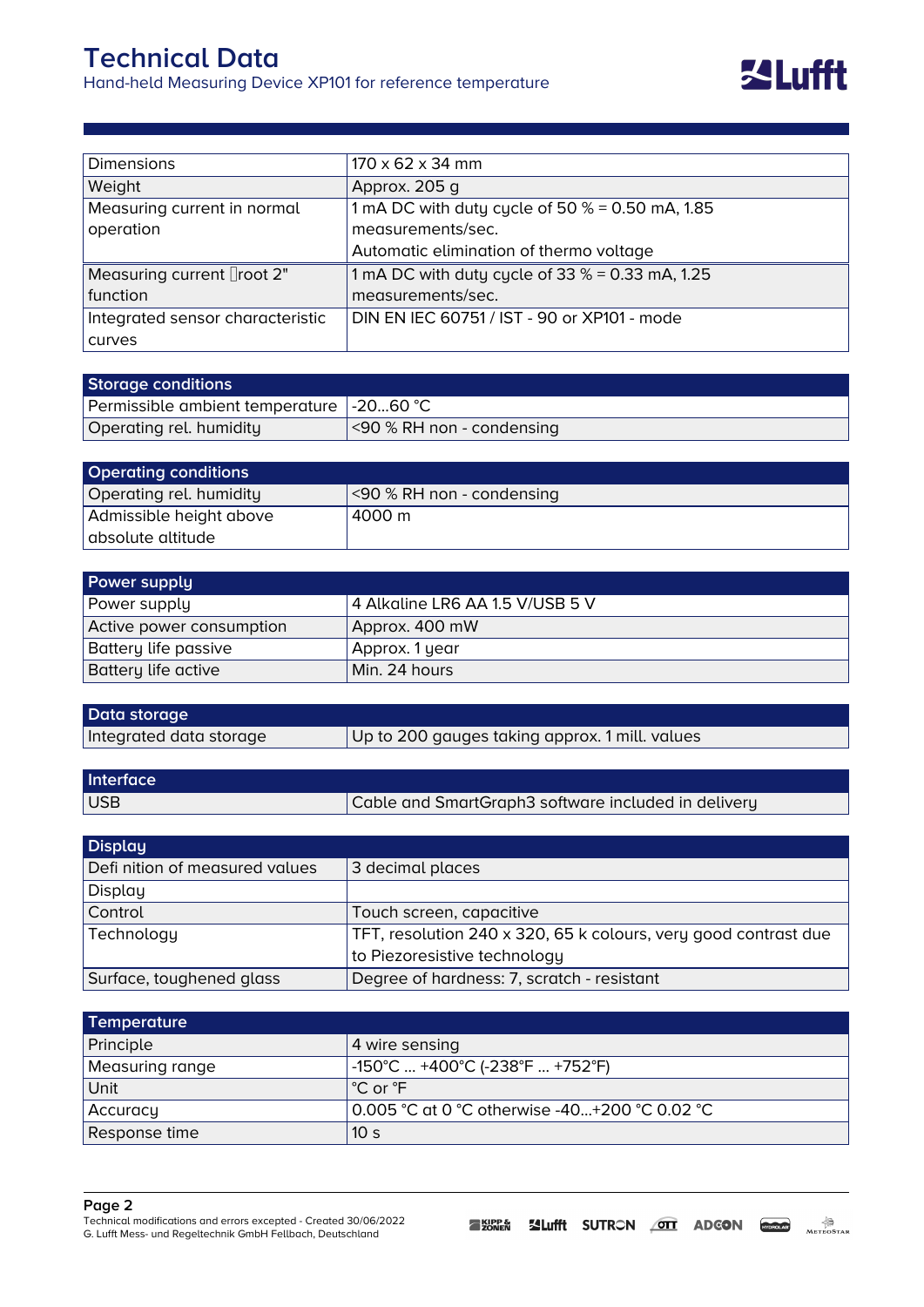# Technical Data

Hand-held Measuring Device XP101 for reference temperature

| | |
|---|---|
| Dimensions | 170 x 62 x 34 mm |
| Weight | Approx. 205 g |
| Measuring current in normal operation | 1 mA DC with duty cycle of 50 % = 0.50 mA, 1.85 measurements/sec. Automatic elimination of thermo voltage |
| Measuring current root 2" function | 1 mA DC with duty cycle of 33 % = 0.33 mA, 1.25 measurements/sec. |
| Integrated sensor characteristic curves | DIN EN IEC 60751 / IST - 90 or XP101 - mode |

| Storage conditions | |
|---|---|
| Permissible ambient temperature | -20...60 °C |
| Operating rel. humidity | <90 % RH non - condensing |

| Operating conditions | |
|---|---|
| Operating rel. humidity | <90 % RH non - condensing |
| Admissible height above absolute altitude | 4000 m |

| Power supply | |
|---|---|
| Power supply | 4 Alkaline LR6 AA 1.5 V/USB 5 V |
| Active power consumption | Approx. 400 mW |
| Battery life passive | Approx. 1 year |
| Battery life active | Min. 24 hours |

| Data storage | |
|---|---|
| Integrated data storage | Up to 200 gauges taking approx. 1 mill. values |

| Interface | |
|---|---|
| USB | Cable and SmartGraph3 software included in delivery |

| Display | |
|---|---|
| Defi nition of measured values | 3 decimal places |
| Display | |
| Control | Touch screen, capacitive |
| Technology | TFT, resolution 240 x 320, 65 k colours, very good contrast due to Piezoresistive technology |
| Surface, toughened glass | Degree of hardness: 7, scratch - resistant |

| Temperature | |
|---|---|
| Principle | 4 wire sensing |
| Measuring range | -150°C ... +400°C (-238°F ... +752°F) |
| Unit | °C or °F |
| Accuracy | 0.005 °C at 0 °C otherwise -40...+200 °C 0.02 °C |
| Response time | 10 s |

Technical modifications and errors excepted - Created 30/06/2022
G. Lufft Mess- und Regeltechnik GmbH Fellbach, Deutschland